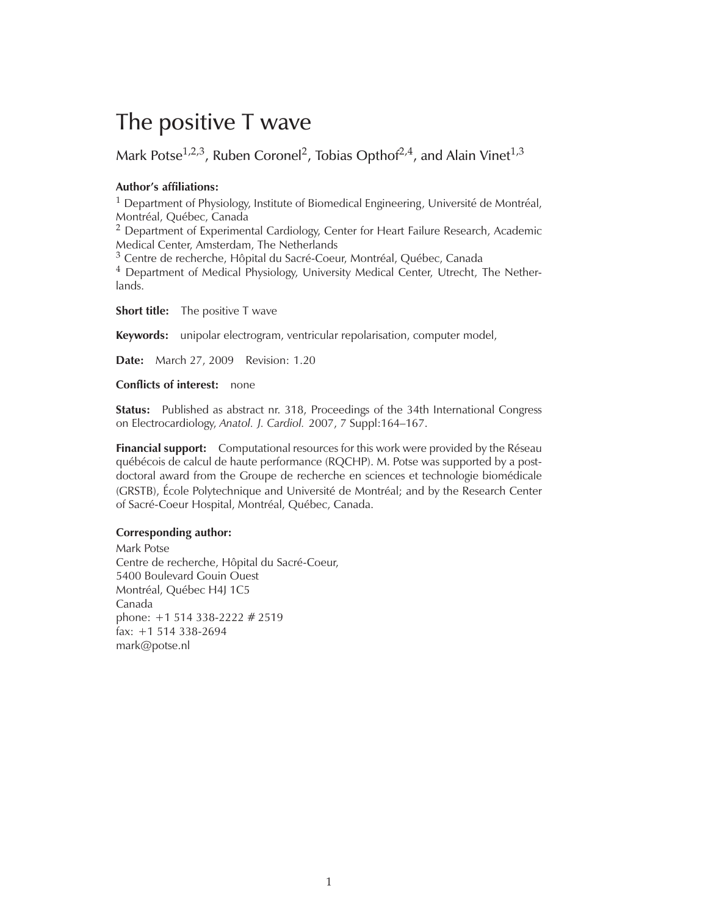# The positive T wave

Mark Potse[1,2,3], Ruben Coronel[2], Tobias Opthof[2,4], and Alain Vinet[1,3]

**Author's affiliations:**

[1] Department of Physiology, Institute of Biomedical Engineering, Université de Montréal, Montréal, Québec, Canada
[2] Department of Experimental Cardiology, Center for Heart Failure Research, Academic Medical Center, Amsterdam, The Netherlands
[3] Centre de recherche, Hôpital du Sacré-Coeur, Montréal, Québec, Canada
[4] Department of Medical Physiology, University Medical Center, Utrecht, The Netherlands.

**Short title:** The positive T wave

**Keywords:** unipolar electrogram, ventricular repolarisation, computer model,

**Date:** March 27, 2009 Revision: 1.20

**Conflicts of interest:** none

**Status:** Published as abstract nr. 318, Proceedings of the 34th International Congress on Electrocardiology, *Anatol. J. Cardiol.* 2007, 7 Suppl:164–167.

**Financial support:** Computational resources for this work were provided by the Réseau québécois de calcul de haute performance (RQCHP). M. Potse was supported by a postdoctoral award from the Groupe de recherche en sciences et technologie biomédicale (GRSTB), École Polytechnique and Université de Montréal; and by the Research Center of Sacré-Coeur Hospital, Montréal, Québec, Canada.

**Corresponding author:**
Mark Potse
Centre de recherche, Hôpital du Sacré-Coeur,
5400 Boulevard Gouin Ouest
Montréal, Québec H4J 1C5
Canada
phone: +1 514 338-2222 # 2519
fax: +1 514 338-2694
mark@potse.nl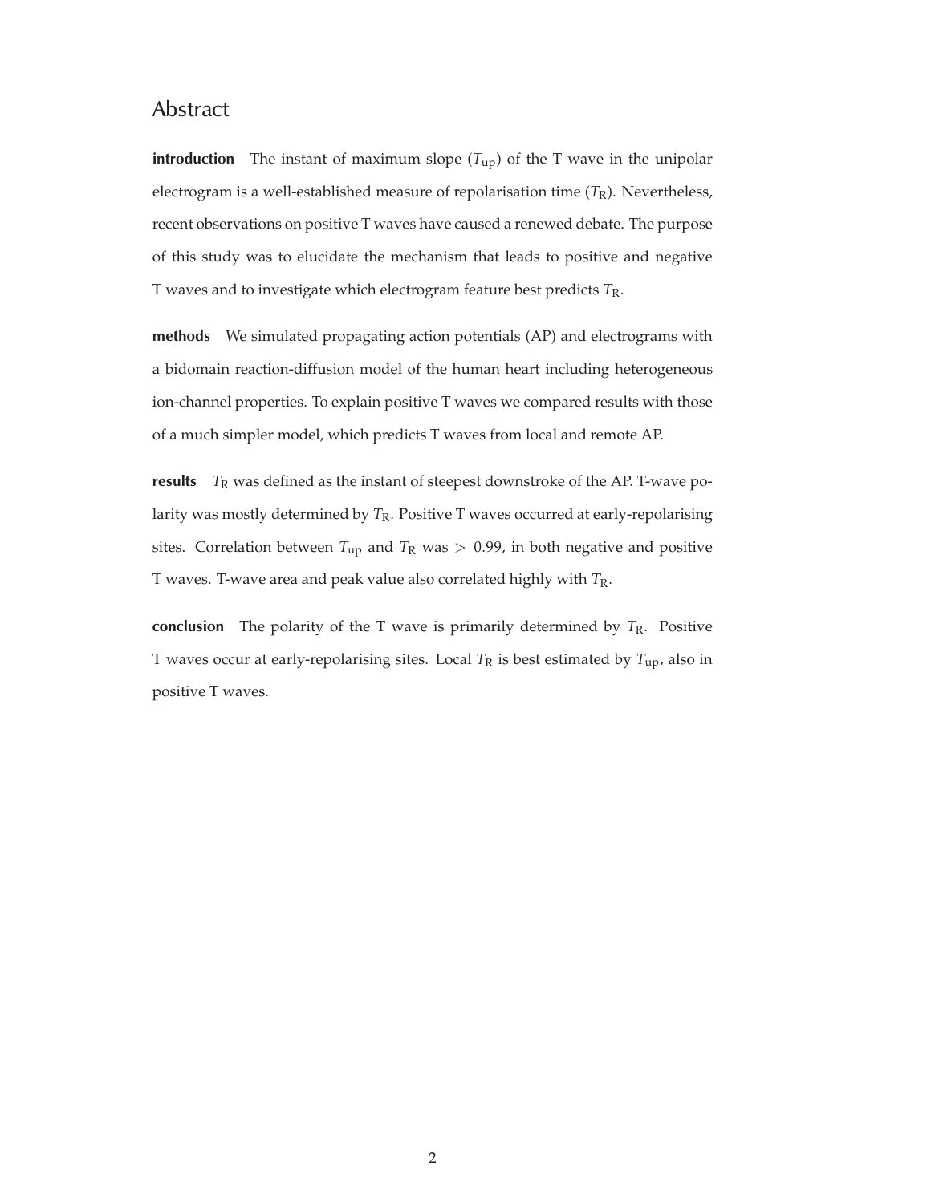## Abstract

**introduction** The instant of maximum slope ($T_{\mathrm{up}}$) of the T wave in the unipolar electrogram is a well-established measure of repolarisation time ($T_{\mathrm{R}}$). Nevertheless, recent observations on positive T waves have caused a renewed debate. The purpose of this study was to elucidate the mechanism that leads to positive and negative T waves and to investigate which electrogram feature best predicts $T_{\mathrm{R}}$.

**methods** We simulated propagating action potentials (AP) and electrograms with a bidomain reaction-diffusion model of the human heart including heterogeneous ion-channel properties. To explain positive T waves we compared results with those of a much simpler model, which predicts T waves from local and remote AP.

**results** $T_{\mathrm{R}}$ was defined as the instant of steepest downstroke of the AP. T-wave polarity was mostly determined by $T_{\mathrm{R}}$. Positive T waves occurred at early-repolarising sites. Correlation between $T_{\mathrm{up}}$ and $T_{\mathrm{R}}$ was $> 0.99$, in both negative and positive T waves. T-wave area and peak value also correlated highly with $T_{\mathrm{R}}$.

**conclusion** The polarity of the T wave is primarily determined by $T_{\mathrm{R}}$. Positive T waves occur at early-repolarising sites. Local $T_{\mathrm{R}}$ is best estimated by $T_{\mathrm{up}}$, also in positive T waves.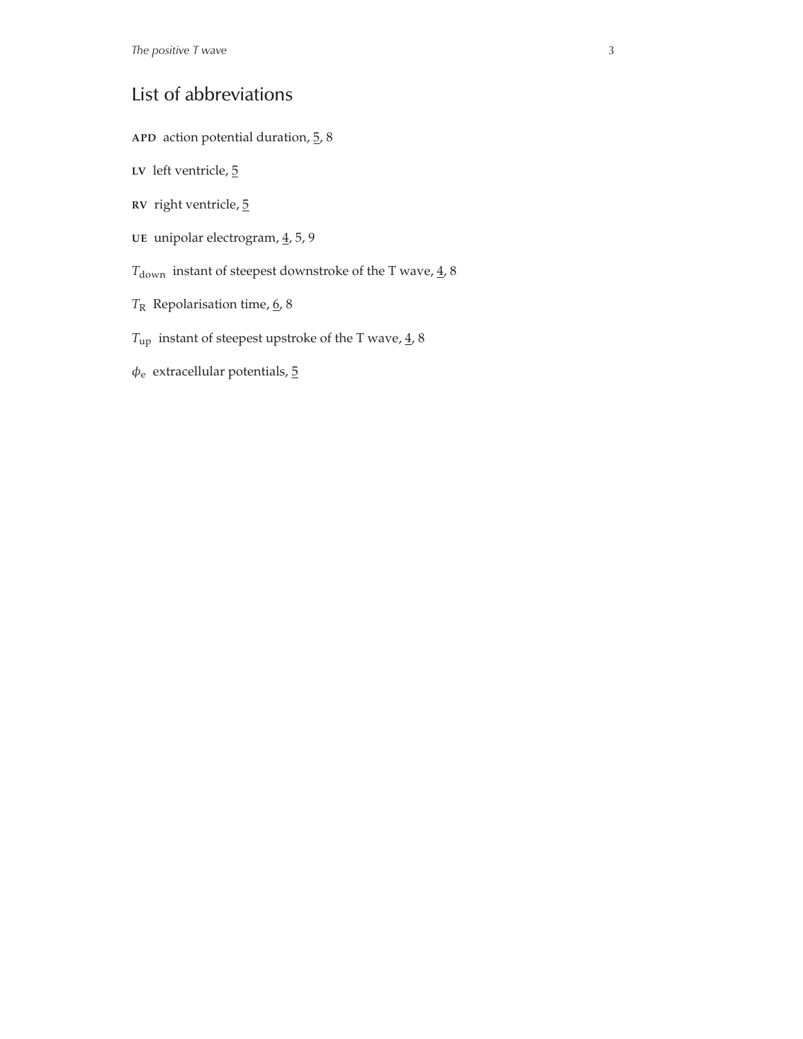# List of abbreviations

**APD** action potential duration, 5, 8

**LV** left ventricle, 5

**RV** right ventricle, 5

**UE** unipolar electrogram, 4, 5, 9

$T_{\mathrm{down}}$ instant of steepest downstroke of the T wave, 4, 8

$T_{\mathrm{R}}$ Repolarisation time, 6, 8

$T_{\mathrm{up}}$ instant of steepest upstroke of the T wave, 4, 8

$\phi_{\mathrm{e}}$ extracellular potentials, 5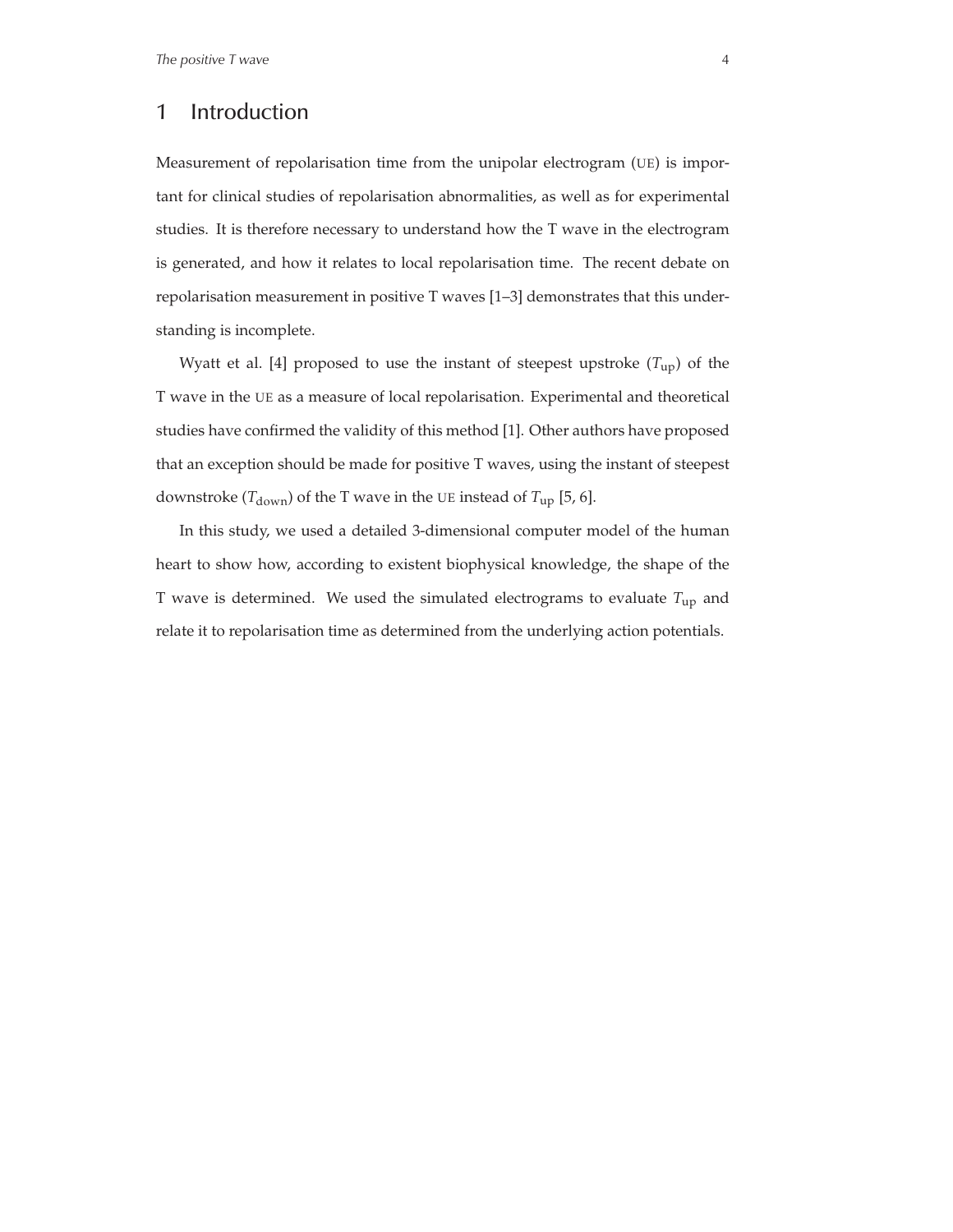# 1 Introduction

Measurement of repolarisation time from the unipolar electrogram (UE) is important for clinical studies of repolarisation abnormalities, as well as for experimental studies. It is therefore necessary to understand how the T wave in the electrogram is generated, and how it relates to local repolarisation time. The recent debate on repolarisation measurement in positive T waves [1–3] demonstrates that this understanding is incomplete.

Wyatt et al. [4] proposed to use the instant of steepest upstroke ($T_{\mathrm{up}}$) of the T wave in the UE as a measure of local repolarisation. Experimental and theoretical studies have confirmed the validity of this method [1]. Other authors have proposed that an exception should be made for positive T waves, using the instant of steepest downstroke ($T_{\mathrm{down}}$) of the T wave in the UE instead of $T_{\mathrm{up}}$ [5, 6].

In this study, we used a detailed 3-dimensional computer model of the human heart to show how, according to existent biophysical knowledge, the shape of the T wave is determined. We used the simulated electrograms to evaluate $T_{\mathrm{up}}$ and relate it to repolarisation time as determined from the underlying action potentials.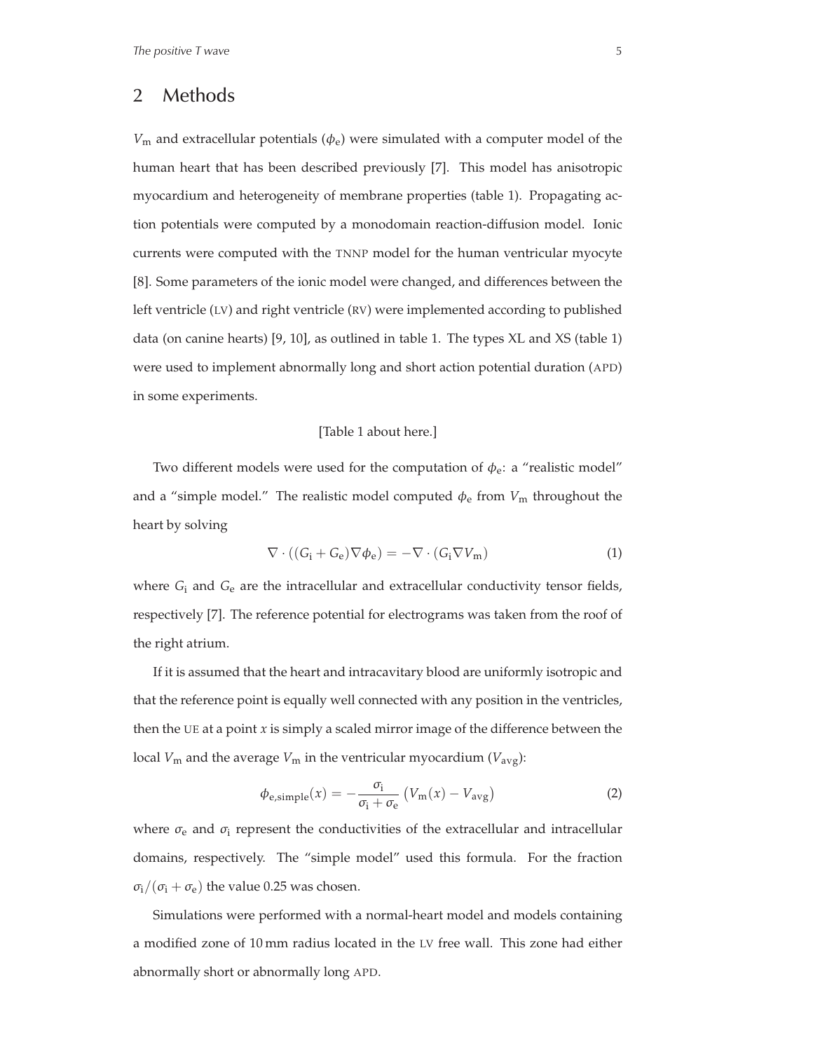## 2 Methods

$V_m$ and extracellular potentials ($\phi_e$) were simulated with a computer model of the human heart that has been described previously [7]. This model has anisotropic myocardium and heterogeneity of membrane properties (table 1). Propagating action potentials were computed by a monodomain reaction-diffusion model. Ionic currents were computed with the TNNP model for the human ventricular myocyte [8]. Some parameters of the ionic model were changed, and differences between the left ventricle (LV) and right ventricle (RV) were implemented according to published data (on canine hearts) [9, 10], as outlined in table 1. The types XL and XS (table 1) were used to implement abnormally long and short action potential duration (APD) in some experiments.

[Table 1 about here.]

Two different models were used for the computation of $\phi_e$: a "realistic model" and a "simple model." The realistic model computed $\phi_e$ from $V_m$ throughout the heart by solving

$$\nabla \cdot ((G_i + G_e)\nabla \phi_e) = -\nabla \cdot (G_i \nabla V_m) \tag{1}$$

where $G_i$ and $G_e$ are the intracellular and extracellular conductivity tensor fields, respectively [7]. The reference potential for electrograms was taken from the roof of the right atrium.

If it is assumed that the heart and intracavitary blood are uniformly isotropic and that the reference point is equally well connected with any position in the ventricles, then the UE at a point $x$ is simply a scaled mirror image of the difference between the local $V_m$ and the average $V_m$ in the ventricular myocardium ($V_{avg}$):

$$\phi_{e,\text{simple}}(x) = -\frac{\sigma_i}{\sigma_i + \sigma_e}\left(V_m(x) - V_{avg}\right) \tag{2}$$

where $\sigma_e$ and $\sigma_i$ represent the conductivities of the extracellular and intracellular domains, respectively. The "simple model" used this formula. For the fraction $\sigma_i/(\sigma_i + \sigma_e)$ the value 0.25 was chosen.

Simulations were performed with a normal-heart model and models containing a modified zone of 10 mm radius located in the LV free wall. This zone had either abnormally short or abnormally long APD.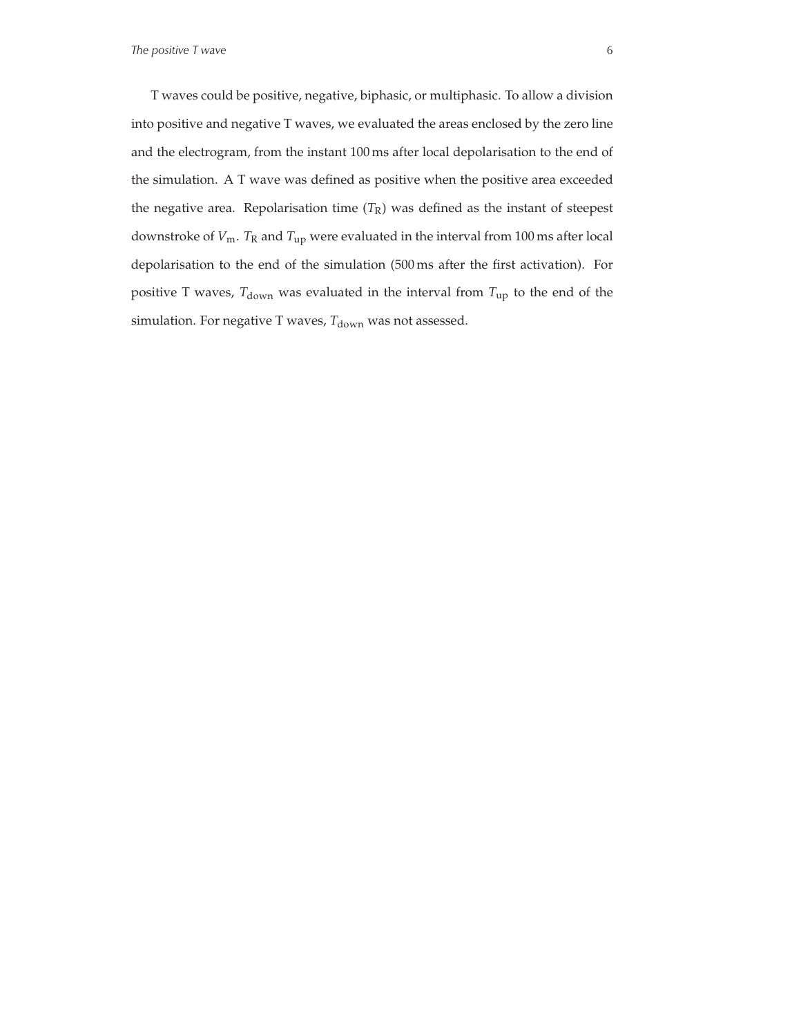T waves could be positive, negative, biphasic, or multiphasic. To allow a division into positive and negative T waves, we evaluated the areas enclosed by the zero line and the electrogram, from the instant 100 ms after local depolarisation to the end of the simulation. A T wave was defined as positive when the positive area exceeded the negative area. Repolarisation time ($T_\mathrm{R}$) was defined as the instant of steepest downstroke of $V_\mathrm{m}$. $T_\mathrm{R}$ and $T_\mathrm{up}$ were evaluated in the interval from 100 ms after local depolarisation to the end of the simulation (500 ms after the first activation). For positive T waves, $T_\mathrm{down}$ was evaluated in the interval from $T_\mathrm{up}$ to the end of the simulation. For negative T waves, $T_\mathrm{down}$ was not assessed.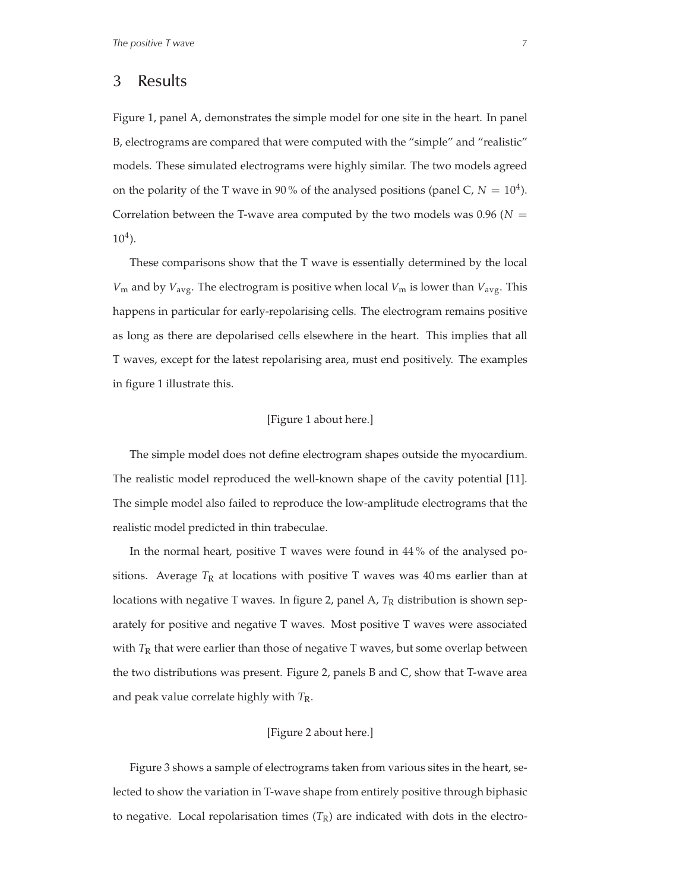## 3 Results

Figure 1, panel A, demonstrates the simple model for one site in the heart. In panel B, electrograms are compared that were computed with the "simple" and "realistic" models. These simulated electrograms were highly similar. The two models agreed on the polarity of the T wave in 90 % of the analysed positions (panel C, $N = 10^4$). Correlation between the T-wave area computed by the two models was 0.96 ($N = 10^4$).

These comparisons show that the T wave is essentially determined by the local $V_\mathrm{m}$ and by $V_\mathrm{avg}$. The electrogram is positive when local $V_\mathrm{m}$ is lower than $V_\mathrm{avg}$. This happens in particular for early-repolarising cells. The electrogram remains positive as long as there are depolarised cells elsewhere in the heart. This implies that all T waves, except for the latest repolarising area, must end positively. The examples in figure 1 illustrate this.

[Figure 1 about here.]

The simple model does not define electrogram shapes outside the myocardium. The realistic model reproduced the well-known shape of the cavity potential [11]. The simple model also failed to reproduce the low-amplitude electrograms that the realistic model predicted in thin trabeculae.

In the normal heart, positive T waves were found in 44 % of the analysed positions. Average $T_\mathrm{R}$ at locations with positive T waves was 40 ms earlier than at locations with negative T waves. In figure 2, panel A, $T_\mathrm{R}$ distribution is shown separately for positive and negative T waves. Most positive T waves were associated with $T_\mathrm{R}$ that were earlier than those of negative T waves, but some overlap between the two distributions was present. Figure 2, panels B and C, show that T-wave area and peak value correlate highly with $T_\mathrm{R}$.

[Figure 2 about here.]

Figure 3 shows a sample of electrograms taken from various sites in the heart, selected to show the variation in T-wave shape from entirely positive through biphasic to negative. Local repolarisation times ($T_\mathrm{R}$) are indicated with dots in the electro-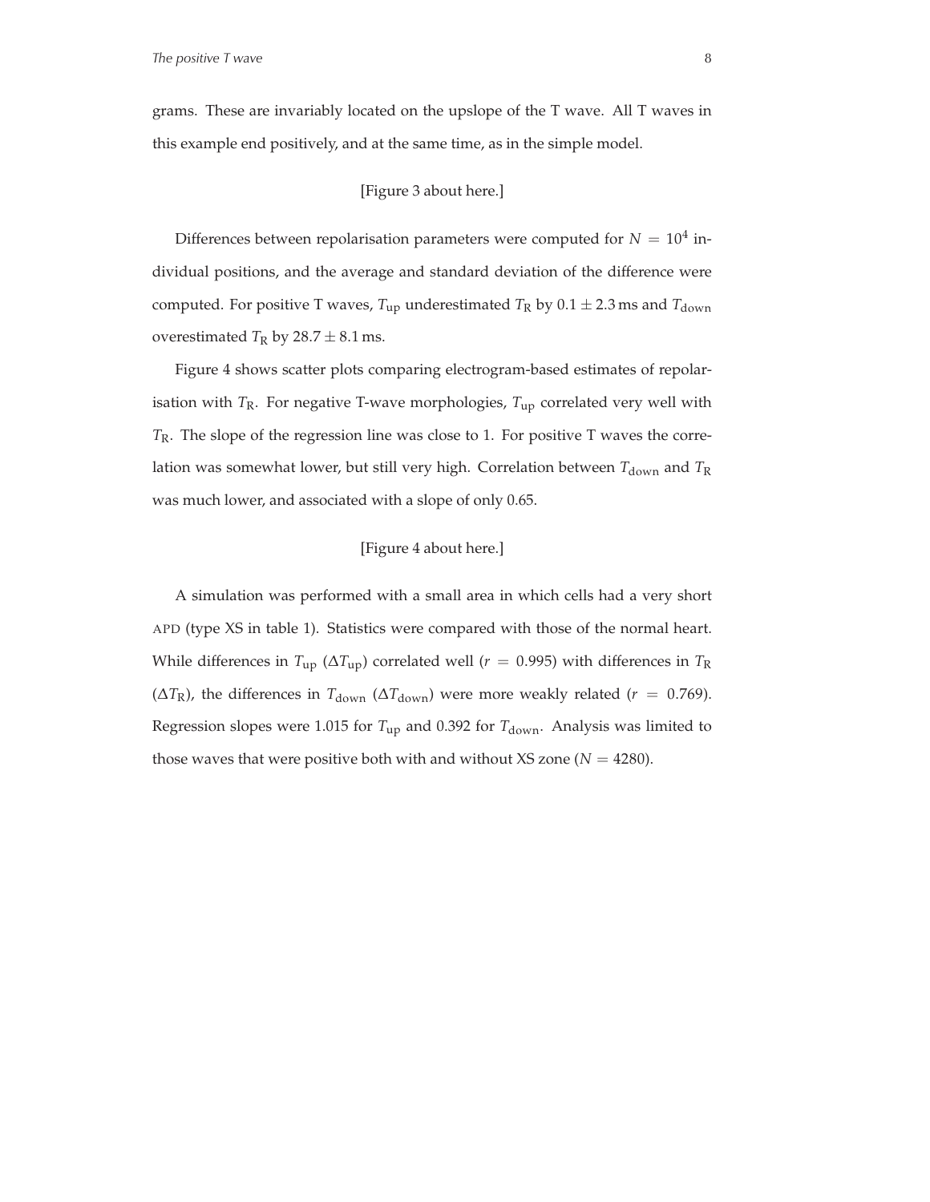grams. These are invariably located on the upslope of the T wave. All T waves in this example end positively, and at the same time, as in the simple model.

[Figure 3 about here.]

Differences between repolarisation parameters were computed for $N = 10^4$ individual positions, and the average and standard deviation of the difference were computed. For positive T waves, $T_{\mathrm{up}}$ underestimated $T_{\mathrm{R}}$ by $0.1 \pm 2.3$ ms and $T_{\mathrm{down}}$ overestimated $T_{\mathrm{R}}$ by $28.7 \pm 8.1$ ms.

Figure 4 shows scatter plots comparing electrogram-based estimates of repolarisation with $T_{\mathrm{R}}$. For negative T-wave morphologies, $T_{\mathrm{up}}$ correlated very well with $T_{\mathrm{R}}$. The slope of the regression line was close to 1. For positive T waves the correlation was somewhat lower, but still very high. Correlation between $T_{\mathrm{down}}$ and $T_{\mathrm{R}}$ was much lower, and associated with a slope of only 0.65.

[Figure 4 about here.]

A simulation was performed with a small area in which cells had a very short APD (type XS in table 1). Statistics were compared with those of the normal heart. While differences in $T_{\mathrm{up}}$ ($\Delta T_{\mathrm{up}}$) correlated well ($r = 0.995$) with differences in $T_{\mathrm{R}}$ ($\Delta T_{\mathrm{R}}$), the differences in $T_{\mathrm{down}}$ ($\Delta T_{\mathrm{down}}$) were more weakly related ($r = 0.769$). Regression slopes were 1.015 for $T_{\mathrm{up}}$ and 0.392 for $T_{\mathrm{down}}$. Analysis was limited to those waves that were positive both with and without XS zone ($N = 4280$).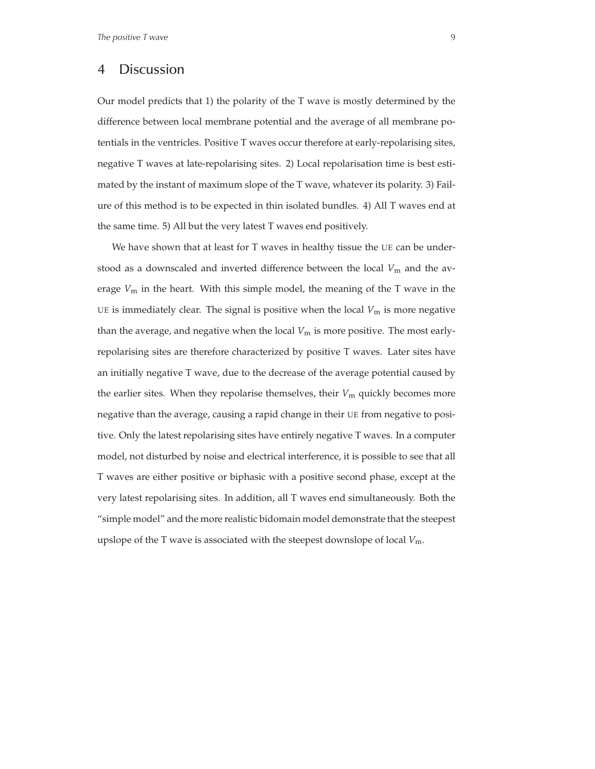## 4 Discussion

Our model predicts that 1) the polarity of the T wave is mostly determined by the difference between local membrane potential and the average of all membrane potentials in the ventricles. Positive T waves occur therefore at early-repolarising sites, negative T waves at late-repolarising sites. 2) Local repolarisation time is best estimated by the instant of maximum slope of the T wave, whatever its polarity. 3) Failure of this method is to be expected in thin isolated bundles. 4) All T waves end at the same time. 5) All but the very latest T waves end positively.

We have shown that at least for T waves in healthy tissue the UE can be understood as a downscaled and inverted difference between the local $V_m$ and the average $V_m$ in the heart. With this simple model, the meaning of the T wave in the UE is immediately clear. The signal is positive when the local $V_m$ is more negative than the average, and negative when the local $V_m$ is more positive. The most early-repolarising sites are therefore characterized by positive T waves. Later sites have an initially negative T wave, due to the decrease of the average potential caused by the earlier sites. When they repolarise themselves, their $V_m$ quickly becomes more negative than the average, causing a rapid change in their UE from negative to positive. Only the latest repolarising sites have entirely negative T waves. In a computer model, not disturbed by noise and electrical interference, it is possible to see that all T waves are either positive or biphasic with a positive second phase, except at the very latest repolarising sites. In addition, all T waves end simultaneously. Both the "simple model" and the more realistic bidomain model demonstrate that the steepest upslope of the T wave is associated with the steepest downslope of local $V_m$.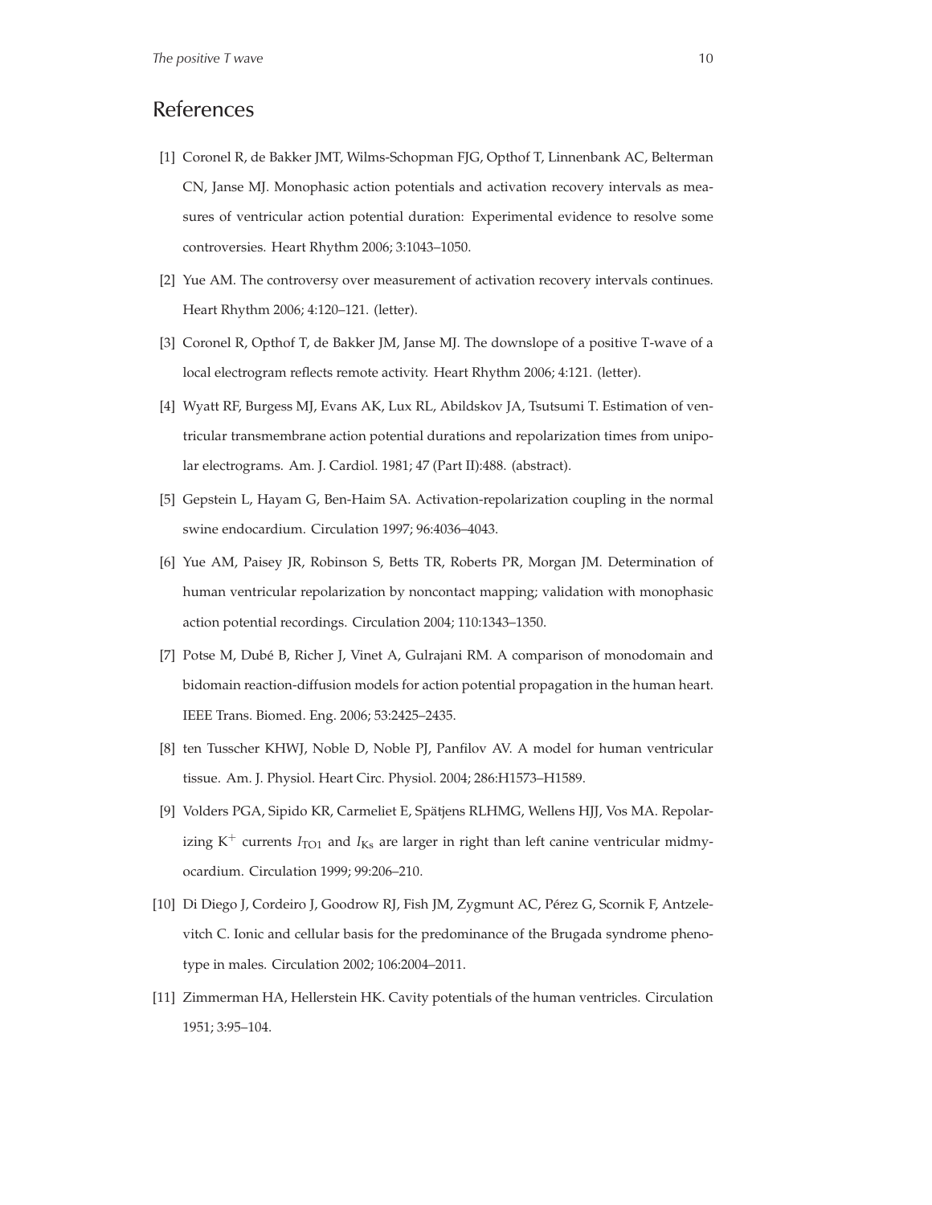## References

[1] Coronel R, de Bakker JMT, Wilms-Schopman FJG, Opthof T, Linnenbank AC, Belterman CN, Janse MJ. Monophasic action potentials and activation recovery intervals as measures of ventricular action potential duration: Experimental evidence to resolve some controversies. Heart Rhythm 2006; 3:1043–1050.

[2] Yue AM. The controversy over measurement of activation recovery intervals continues. Heart Rhythm 2006; 4:120–121. (letter).

[3] Coronel R, Opthof T, de Bakker JM, Janse MJ. The downslope of a positive T-wave of a local electrogram reflects remote activity. Heart Rhythm 2006; 4:121. (letter).

[4] Wyatt RF, Burgess MJ, Evans AK, Lux RL, Abildskov JA, Tsutsumi T. Estimation of ventricular transmembrane action potential durations and repolarization times from unipolar electrograms. Am. J. Cardiol. 1981; 47 (Part II):488. (abstract).

[5] Gepstein L, Hayam G, Ben-Haim SA. Activation-repolarization coupling in the normal swine endocardium. Circulation 1997; 96:4036–4043.

[6] Yue AM, Paisey JR, Robinson S, Betts TR, Roberts PR, Morgan JM. Determination of human ventricular repolarization by noncontact mapping; validation with monophasic action potential recordings. Circulation 2004; 110:1343–1350.

[7] Potse M, Dubé B, Richer J, Vinet A, Gulrajani RM. A comparison of monodomain and bidomain reaction-diffusion models for action potential propagation in the human heart. IEEE Trans. Biomed. Eng. 2006; 53:2425–2435.

[8] ten Tusscher KHWJ, Noble D, Noble PJ, Panfilov AV. A model for human ventricular tissue. Am. J. Physiol. Heart Circ. Physiol. 2004; 286:H1573–H1589.

[9] Volders PGA, Sipido KR, Carmeliet E, Spätjens RLHMG, Wellens HJJ, Vos MA. Repolarizing $K^+$ currents $I_{TO1}$ and $I_{Ks}$ are larger in right than left canine ventricular midmyocardium. Circulation 1999; 99:206–210.

[10] Di Diego J, Cordeiro J, Goodrow RJ, Fish JM, Zygmunt AC, Pérez G, Scornik F, Antzelevitch C. Ionic and cellular basis for the predominance of the Brugada syndrome phenotype in males. Circulation 2002; 106:2004–2011.

[11] Zimmerman HA, Hellerstein HK. Cavity potentials of the human ventricles. Circulation 1951; 3:95–104.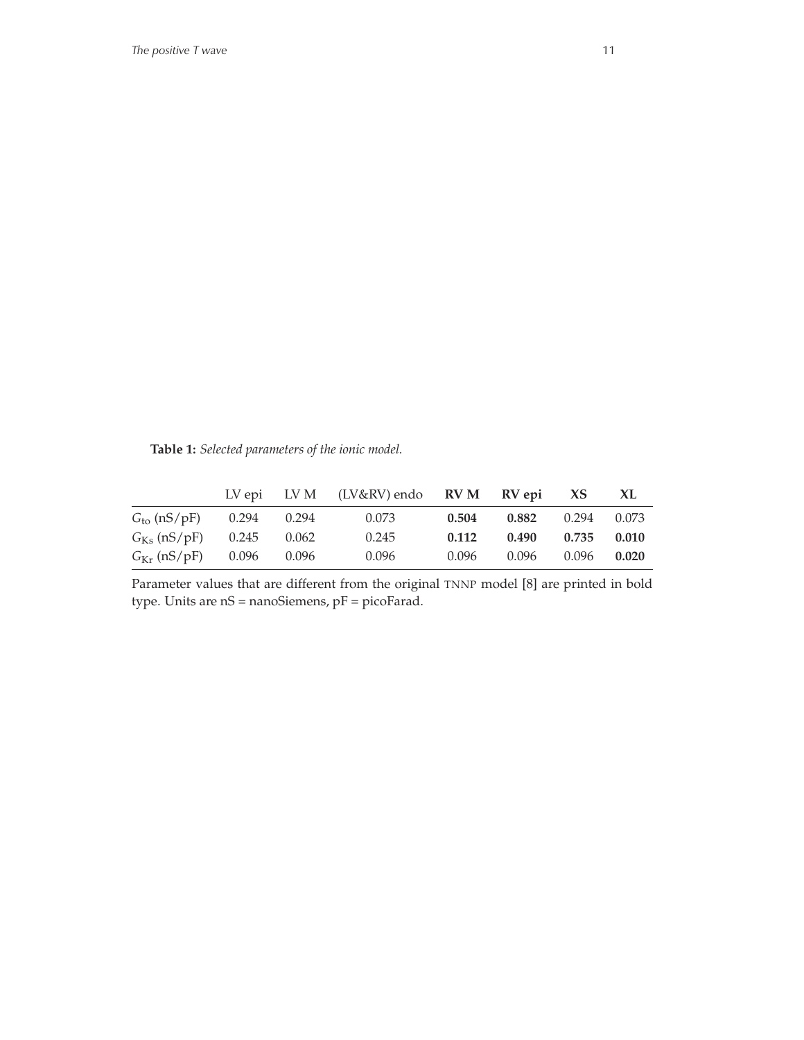**Table 1:** *Selected parameters of the ionic model.*

| | LV epi | LV M | (LV&RV) endo | **RV M** | **RV epi** | **XS** | **XL** |
|---|---|---|---|---|---|---|---|
| $G_{\mathrm{to}}$ (nS/pF) | 0.294 | 0.294 | 0.073 | **0.504** | **0.882** | 0.294 | 0.073 |
| $G_{\mathrm{Ks}}$ (nS/pF) | 0.245 | 0.062 | 0.245 | **0.112** | **0.490** | **0.735** | **0.010** |
| $G_{\mathrm{Kr}}$ (nS/pF) | 0.096 | 0.096 | 0.096 | 0.096 | 0.096 | 0.096 | **0.020** |

Parameter values that are different from the original TNNP model [8] are printed in bold type. Units are nS = nanoSiemens, pF = picoFarad.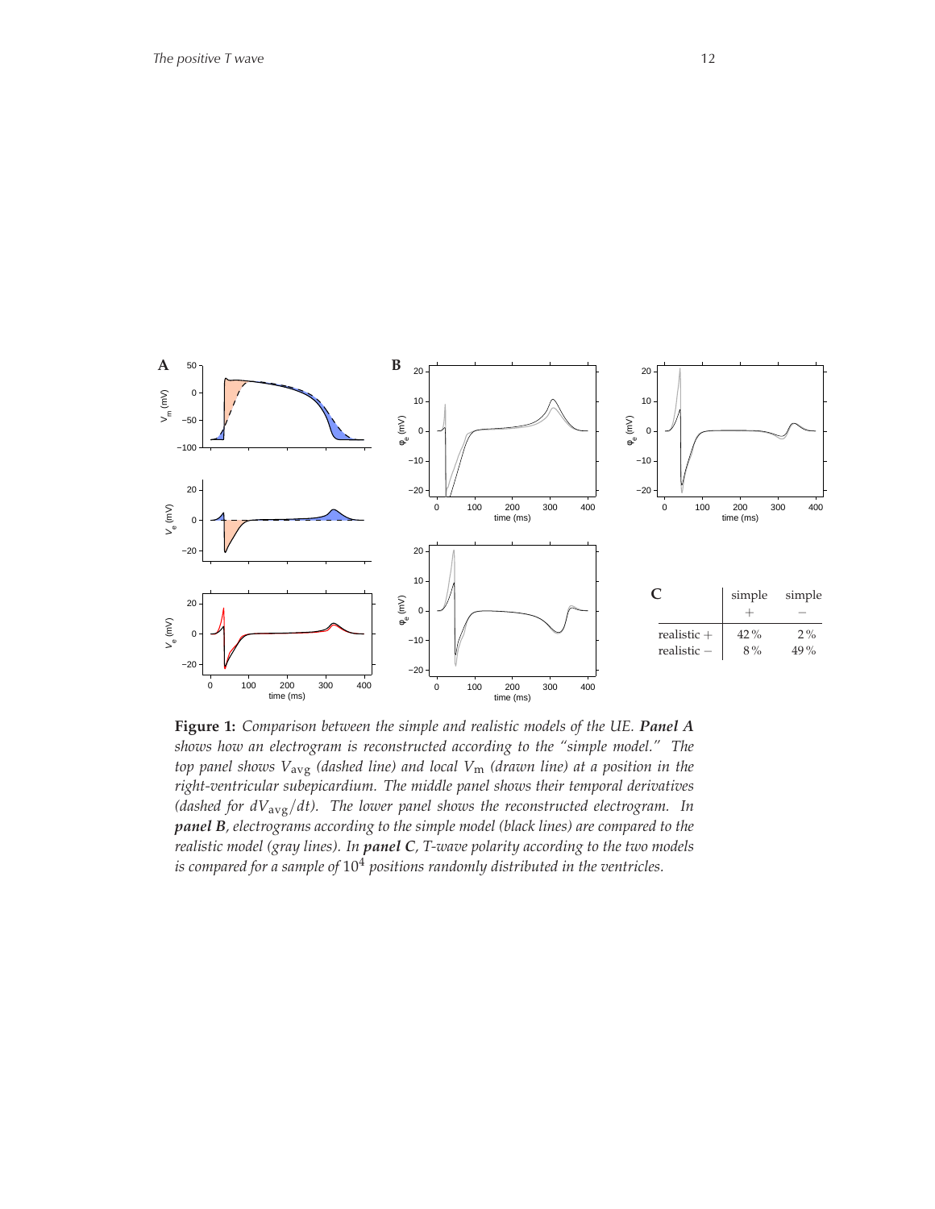| C | simple + | simple − |
| --- | --- | --- |
| realistic + | 42 % | 2 % |
| realistic − | 8 % | 49 % |

**Figure 1:** *Comparison between the simple and realistic models of the UE. **Panel A** shows how an electrogram is reconstructed according to the "simple model." The top panel shows $V_{\text{avg}}$ (dashed line) and local $V_{\text{m}}$ (drawn line) at a position in the right-ventricular subepicardium. The middle panel shows their temporal derivatives (dashed for $dV_{\text{avg}}/dt$). The lower panel shows the reconstructed electrogram. In **panel B**, electrograms according to the simple model (black lines) are compared to the realistic model (gray lines). In **panel C**, T-wave polarity according to the two models is compared for a sample of $10^4$ positions randomly distributed in the ventricles.*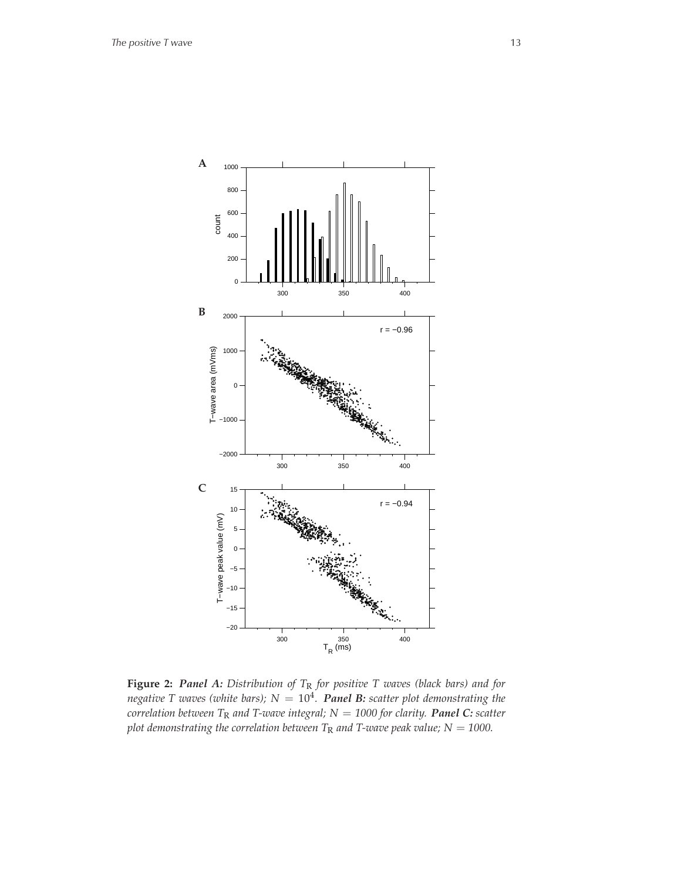**Figure 2:** ***Panel A:*** *Distribution of $T_R$ for positive T waves (black bars) and for negative T waves (white bars); $N = 10^4$.* ***Panel B:*** *scatter plot demonstrating the correlation between $T_R$ and T-wave integral; $N = 1000$ for clarity.* ***Panel C:*** *scatter plot demonstrating the correlation between $T_R$ and T-wave peak value; $N = 1000$.*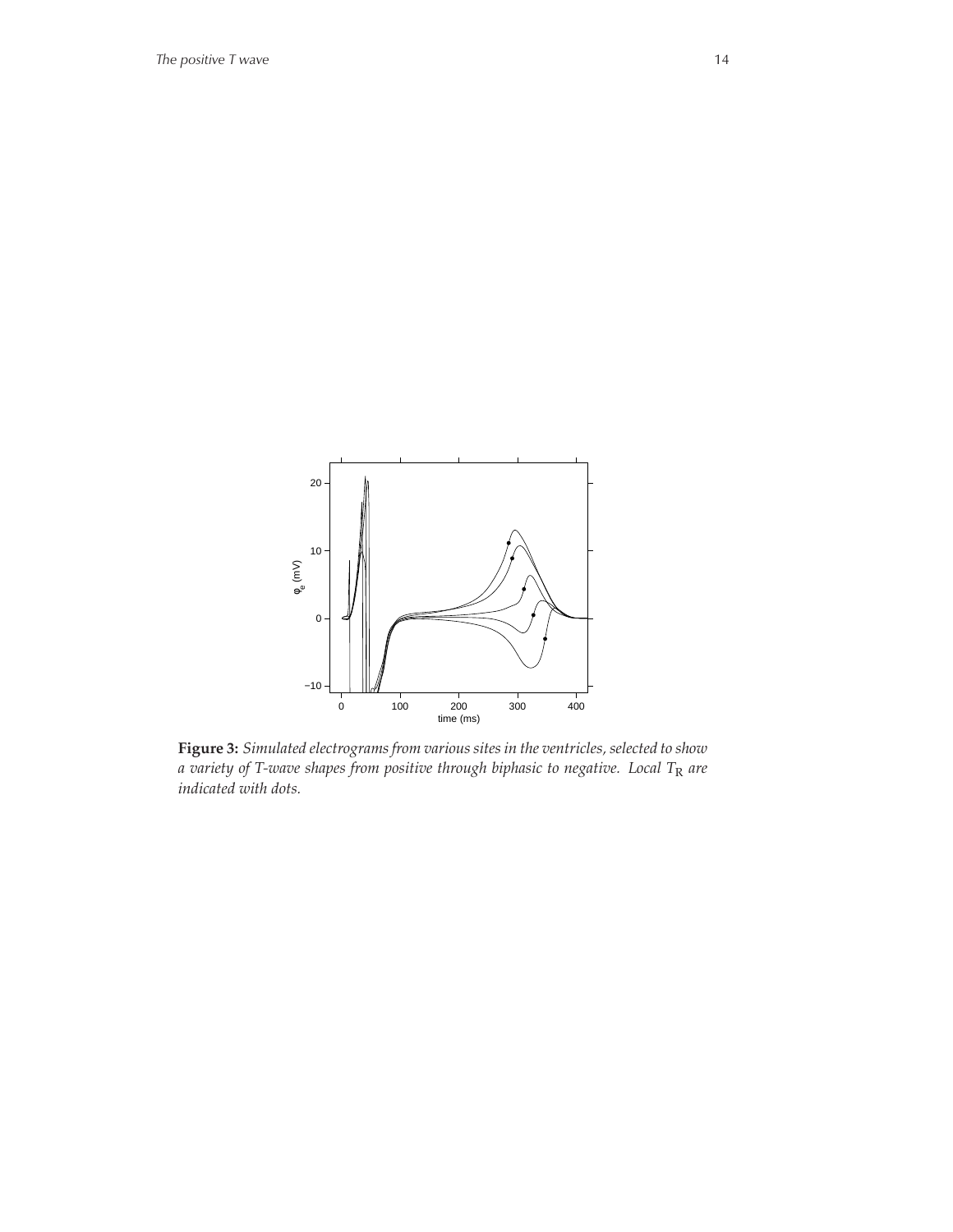**Figure 3:** *Simulated electrograms from various sites in the ventricles, selected to show a variety of T-wave shapes from positive through biphasic to negative. Local $T_R$ are indicated with dots.*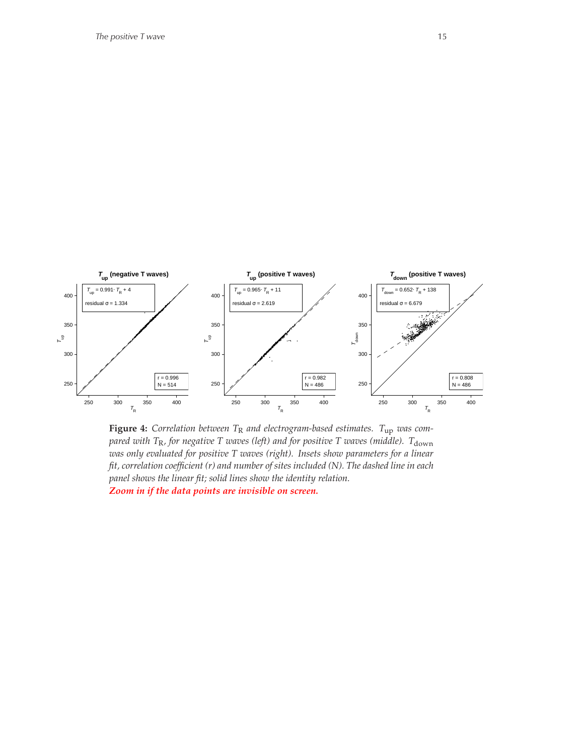**$T_{up}$ (negative T waves)**

$T_{up} = 0.991 \cdot T_R + 4$

residual σ = 1.334

r = 0.996

N = 514

$T_{up}$

$T_R$

400

350

300

250

250 300 350 400

**$T_{up}$ (positive T waves)**

$T_{up} = 0.965 \cdot T_R + 11$

residual σ = 2.619

r = 0.982

N = 486

$T_{up}$

$T_R$

400

350

300

250

250 300 350 400

**$T_{down}$ (positive T waves)**

$T_{down} = 0.652 \cdot T_R + 138$

residual σ = 6.679

r = 0.808

N = 486

$T_{down}$

$T_R$

400

350

300

250

250 300 350 400

**Figure 4:** *Correlation between $T_R$ and electrogram-based estimates. $T_{up}$ was compared with $T_R$, for negative T waves (left) and for positive T waves (middle). $T_{down}$ was only evaluated for positive T waves (right). Insets show parameters for a linear fit, correlation coefficient (r) and number of sites included (N). The dashed line in each panel shows the linear fit; solid lines show the identity relation.*

***Zoom in if the data points are invisible on screen.***